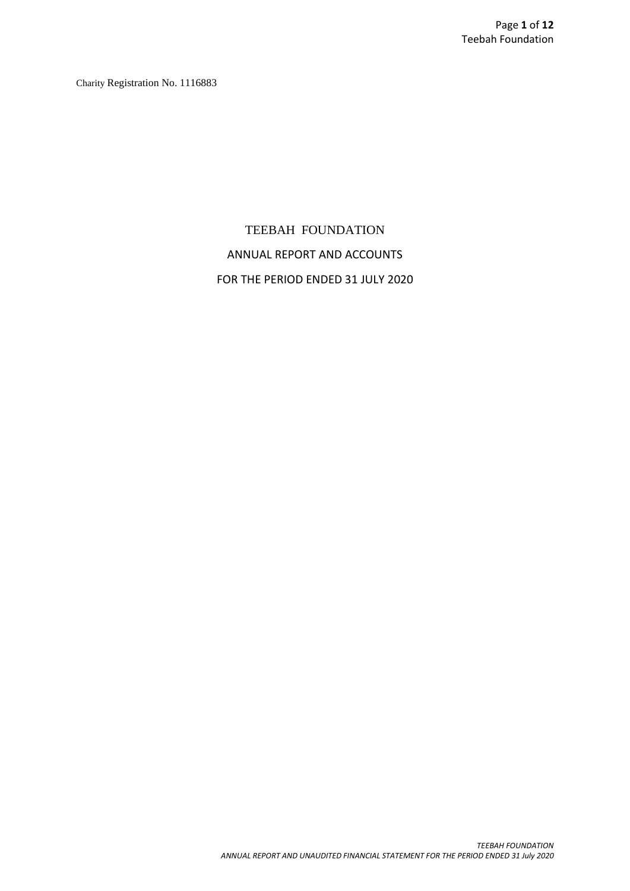Charity Registration No. 1116883

# TEEBAH FOUNDATION

## ANNUAL REPORT AND ACCOUNTS

## FOR THE PERIOD ENDED 31 JULY 2020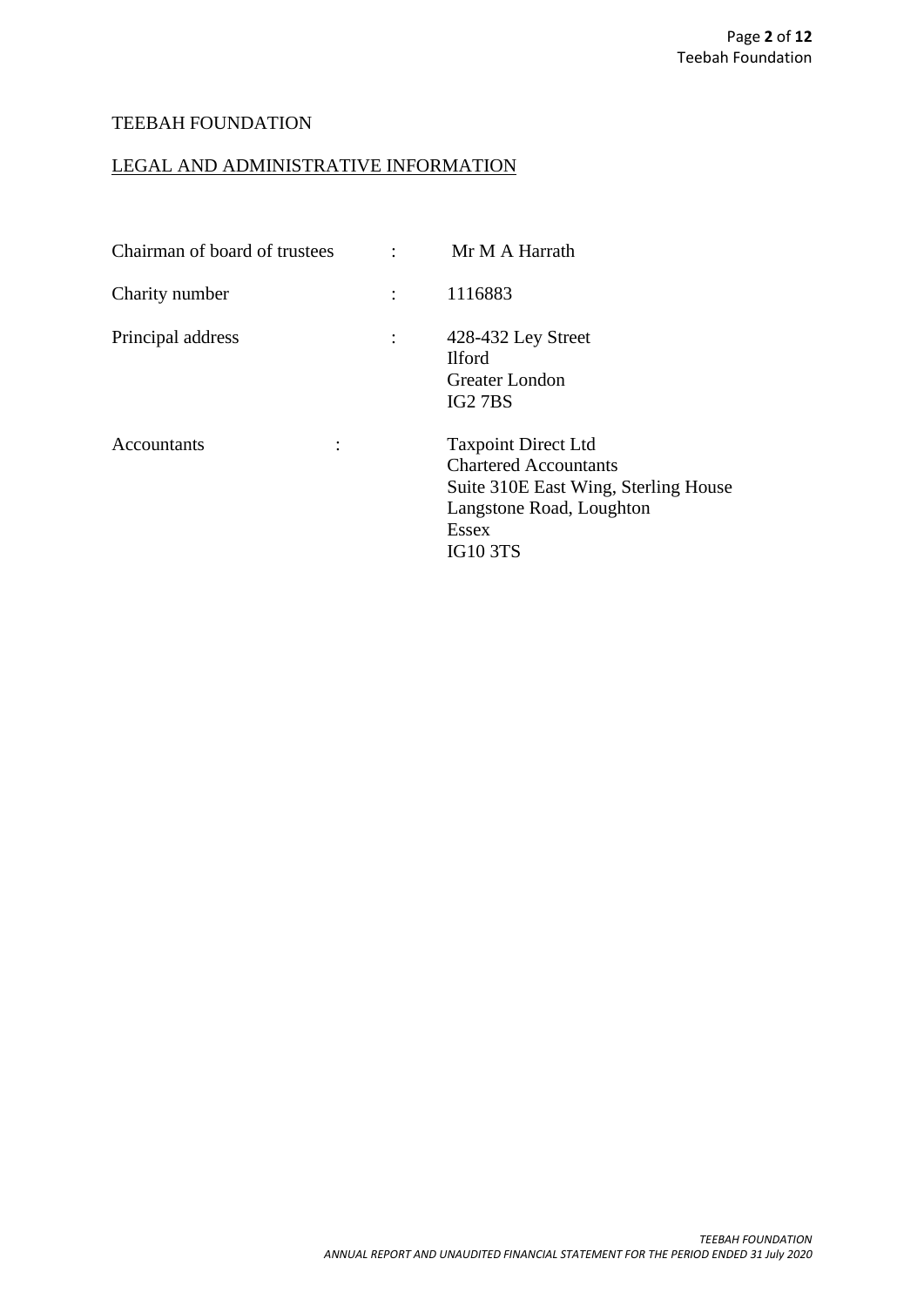TEEBAH FOUNDATION

LEGAL AND ADMINISTRATIVE INFORMATION

| | | |
|---|---|---|
| Chairman of board of trustees | : | Mr M A Harrath |
| Charity number | : | 1116883 |
| Principal address | : | 428-432 Ley Street<br>Ilford<br>Greater London<br>IG2 7BS |
| Accountants | : | Taxpoint Direct Ltd<br>Chartered Accountants<br>Suite 310E East Wing, Sterling House<br>Langstone Road, Loughton<br>Essex<br>IG10 3TS |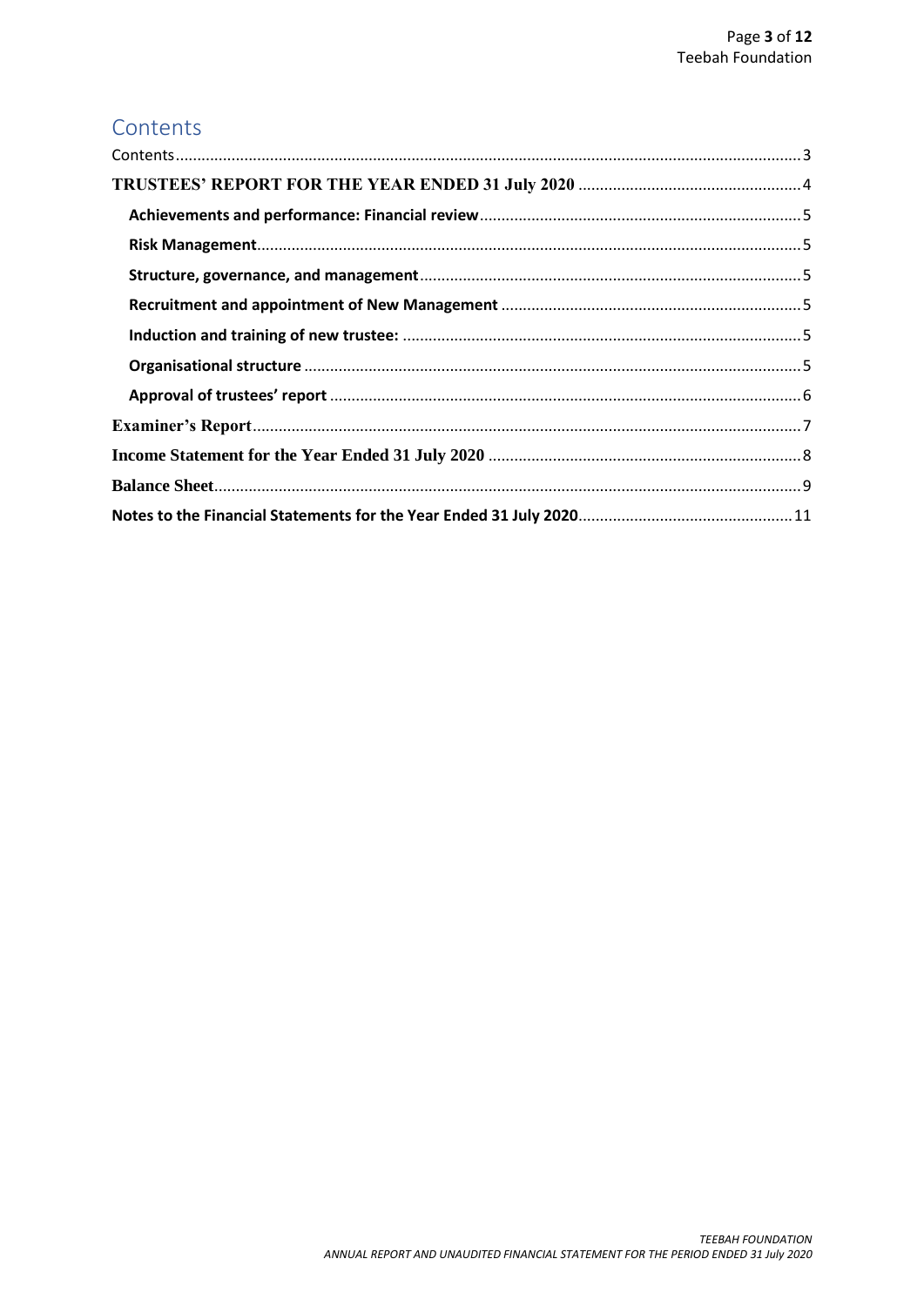# Contents

Contents .......... 3

**TRUSTEES' REPORT FOR THE YEAR ENDED 31 July 2020** .......... 4

- **Achievements and performance: Financial review** .......... 5
- **Risk Management** .......... 5
- **Structure, governance, and management** .......... 5
- **Recruitment and appointment of New Management** .......... 5
- **Induction and training of new trustee:** .......... 5
- **Organisational structure** .......... 5
- **Approval of trustees' report** .......... 6

**Examiner's Report** .......... 7

**Income Statement for the Year Ended 31 July 2020** .......... 8

**Balance Sheet** .......... 9

**Notes to the Financial Statements for the Year Ended 31 July 2020** .......... 11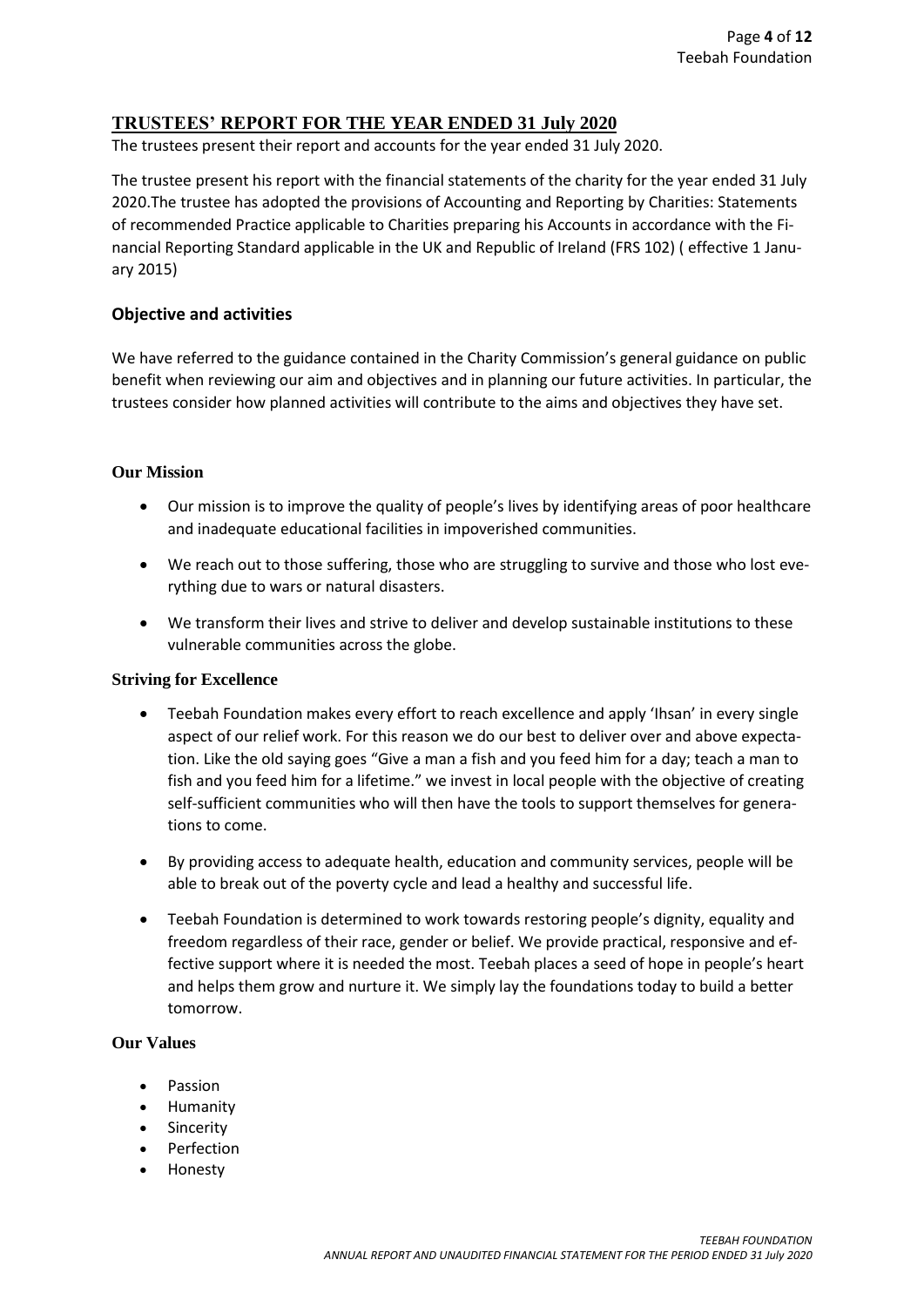## TRUSTEES' REPORT FOR THE YEAR ENDED 31 July 2020

The trustees present their report and accounts for the year ended 31 July 2020.

The trustee present his report with the financial statements of the charity for the year ended 31 July 2020.The trustee has adopted the provisions of Accounting and Reporting by Charities: Statements of recommended Practice applicable to Charities preparing his Accounts in accordance with the Financial Reporting Standard applicable in the UK and Republic of Ireland (FRS 102) ( effective 1 January 2015)

### Objective and activities

We have referred to the guidance contained in the Charity Commission's general guidance on public benefit when reviewing our aim and objectives and in planning our future activities. In particular, the trustees consider how planned activities will contribute to the aims and objectives they have set.

#### Our Mission

- Our mission is to improve the quality of people's lives by identifying areas of poor healthcare and inadequate educational facilities in impoverished communities.
- We reach out to those suffering, those who are struggling to survive and those who lost everything due to wars or natural disasters.
- We transform their lives and strive to deliver and develop sustainable institutions to these vulnerable communities across the globe.

#### Striving for Excellence

- Teebah Foundation makes every effort to reach excellence and apply 'Ihsan' in every single aspect of our relief work. For this reason we do our best to deliver over and above expectation. Like the old saying goes "Give a man a fish and you feed him for a day; teach a man to fish and you feed him for a lifetime." we invest in local people with the objective of creating self-sufficient communities who will then have the tools to support themselves for generations to come.
- By providing access to adequate health, education and community services, people will be able to break out of the poverty cycle and lead a healthy and successful life.
- Teebah Foundation is determined to work towards restoring people's dignity, equality and freedom regardless of their race, gender or belief. We provide practical, responsive and effective support where it is needed the most. Teebah places a seed of hope in people's heart and helps them grow and nurture it. We simply lay the foundations today to build a better tomorrow.

#### Our Values

- Passion
- Humanity
- Sincerity
- Perfection
- Honesty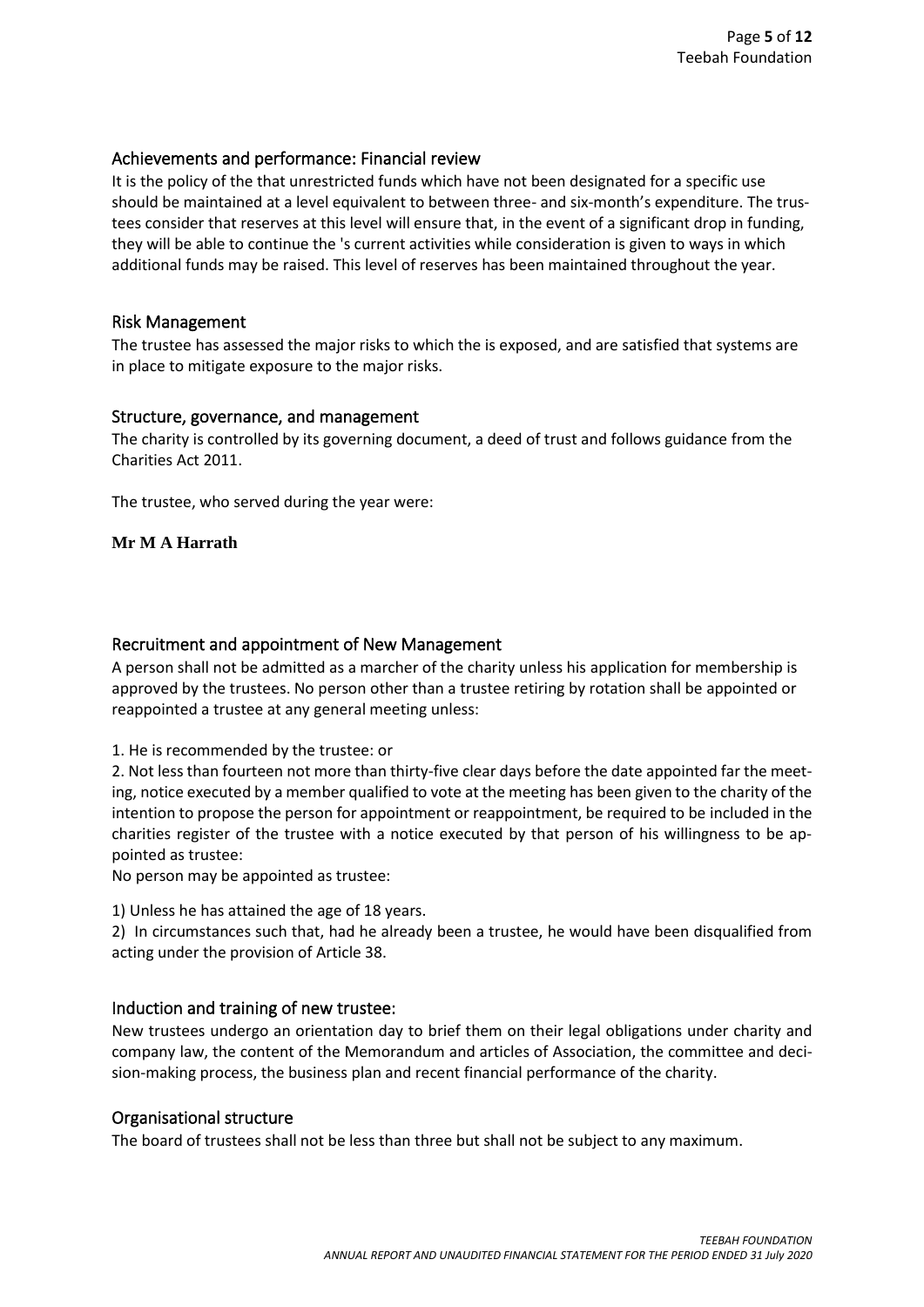## Achievements and performance: Financial review

It is the policy of the that unrestricted funds which have not been designated for a specific use should be maintained at a level equivalent to between three- and six-month's expenditure. The trustees consider that reserves at this level will ensure that, in the event of a significant drop in funding, they will be able to continue the 's current activities while consideration is given to ways in which additional funds may be raised. This level of reserves has been maintained throughout the year.

## Risk Management

The trustee has assessed the major risks to which the is exposed, and are satisfied that systems are in place to mitigate exposure to the major risks.

## Structure, governance, and management

The charity is controlled by its governing document, a deed of trust and follows guidance from the Charities Act 2011.

The trustee, who served during the year were:

**Mr M A Harrath**

## Recruitment and appointment of New Management

A person shall not be admitted as a marcher of the charity unless his application for membership is approved by the trustees. No person other than a trustee retiring by rotation shall be appointed or reappointed a trustee at any general meeting unless:

1. He is recommended by the trustee: or

2. Not less than fourteen not more than thirty-five clear days before the date appointed far the meeting, notice executed by a member qualified to vote at the meeting has been given to the charity of the intention to propose the person for appointment or reappointment, be required to be included in the charities register of the trustee with a notice executed by that person of his willingness to be appointed as trustee:

No person may be appointed as trustee:

1) Unless he has attained the age of 18 years.

2) In circumstances such that, had he already been a trustee, he would have been disqualified from acting under the provision of Article 38.

## Induction and training of new trustee:

New trustees undergo an orientation day to brief them on their legal obligations under charity and company law, the content of the Memorandum and articles of Association, the committee and decision-making process, the business plan and recent financial performance of the charity.

## Organisational structure

The board of trustees shall not be less than three but shall not be subject to any maximum.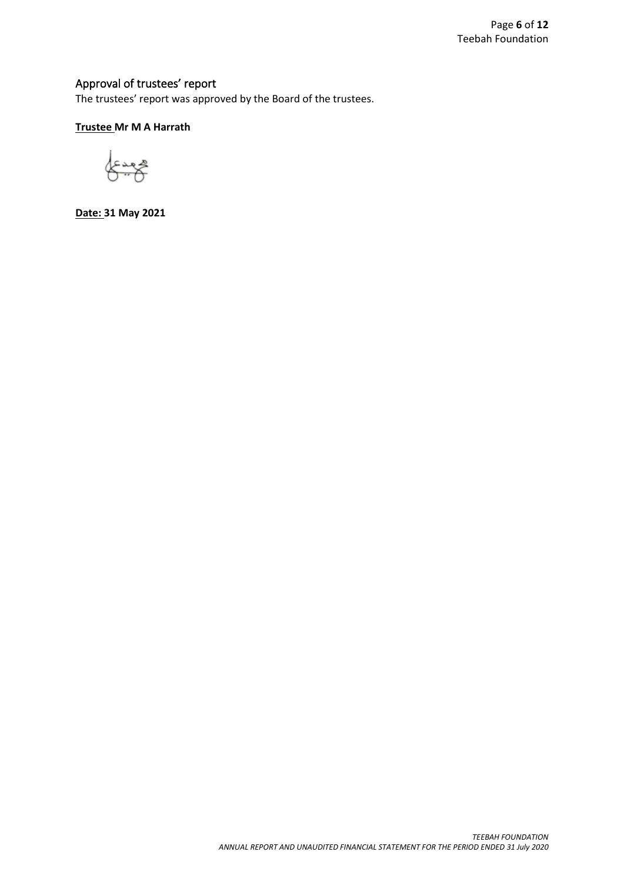## Approval of trustees' report

The trustees' report was approved by the Board of the trustees.

**Trustee Mr M A Harrath**

**Date: 31 May 2021**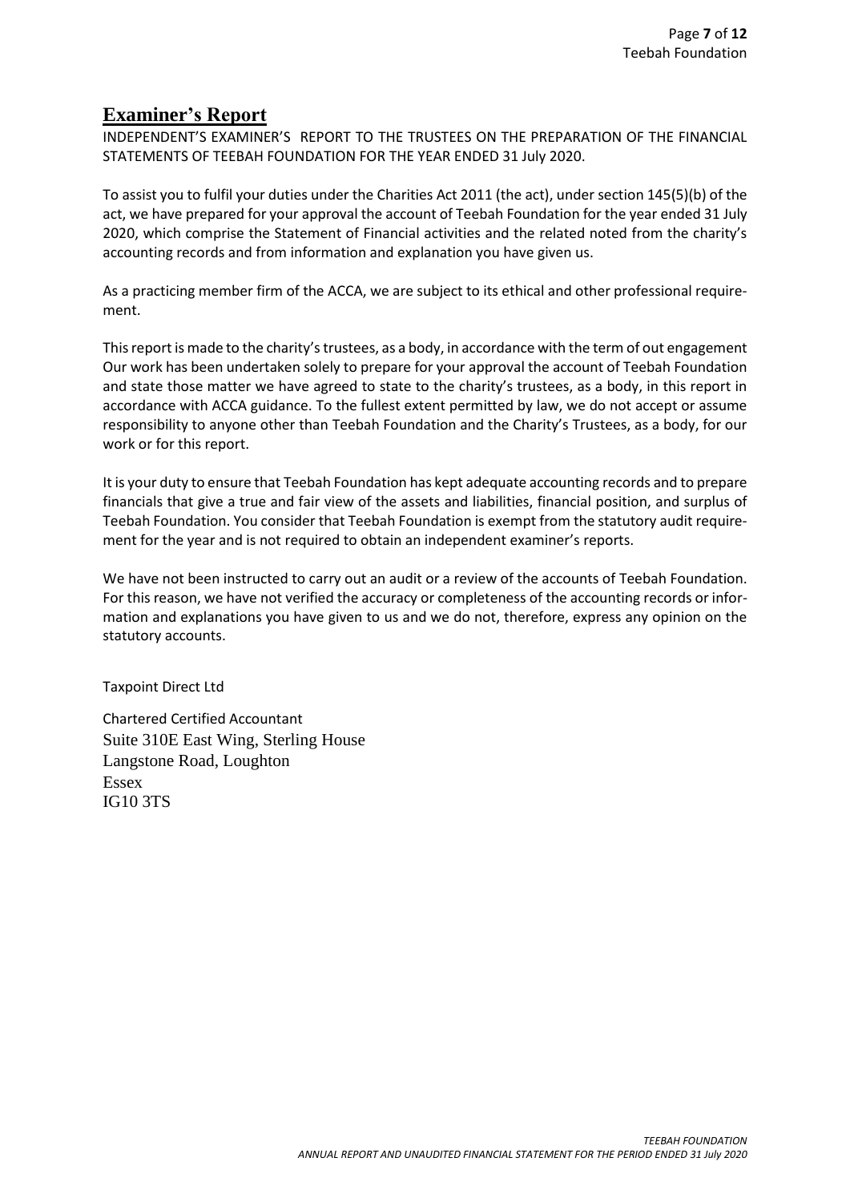# **Examiner's Report**

INDEPENDENT'S EXAMINER'S REPORT TO THE TRUSTEES ON THE PREPARATION OF THE FINANCIAL STATEMENTS OF TEEBAH FOUNDATION FOR THE YEAR ENDED 31 July 2020.

To assist you to fulfil your duties under the Charities Act 2011 (the act), under section 145(5)(b) of the act, we have prepared for your approval the account of Teebah Foundation for the year ended 31 July 2020, which comprise the Statement of Financial activities and the related noted from the charity's accounting records and from information and explanation you have given us.

As a practicing member firm of the ACCA, we are subject to its ethical and other professional requirement.

This report is made to the charity's trustees, as a body, in accordance with the term of out engagement Our work has been undertaken solely to prepare for your approval the account of Teebah Foundation and state those matter we have agreed to state to the charity's trustees, as a body, in this report in accordance with ACCA guidance. To the fullest extent permitted by law, we do not accept or assume responsibility to anyone other than Teebah Foundation and the Charity's Trustees, as a body, for our work or for this report.

It is your duty to ensure that Teebah Foundation has kept adequate accounting records and to prepare financials that give a true and fair view of the assets and liabilities, financial position, and surplus of Teebah Foundation. You consider that Teebah Foundation is exempt from the statutory audit requirement for the year and is not required to obtain an independent examiner's reports.

We have not been instructed to carry out an audit or a review of the accounts of Teebah Foundation. For this reason, we have not verified the accuracy or completeness of the accounting records or information and explanations you have given to us and we do not, therefore, express any opinion on the statutory accounts.

Taxpoint Direct Ltd

Chartered Certified Accountant
Suite 310E East Wing, Sterling House
Langstone Road, Loughton
Essex
IG10 3TS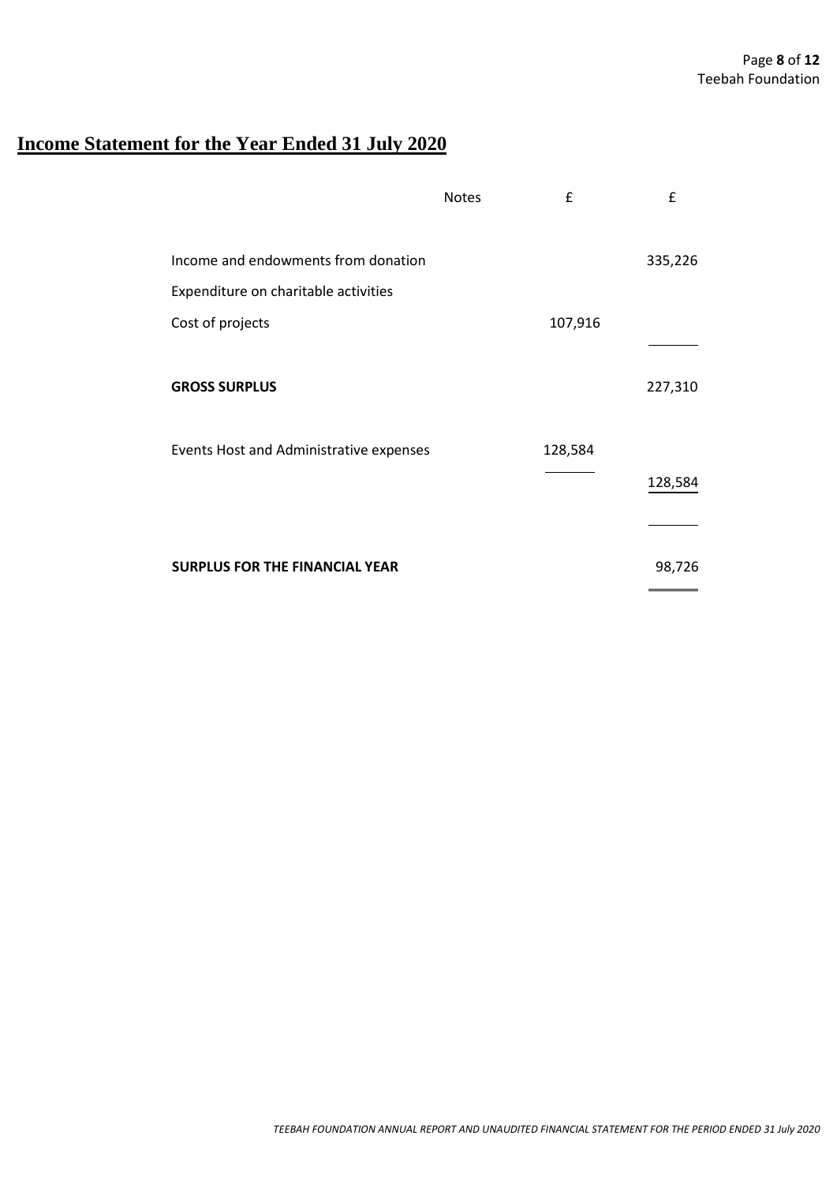# Income Statement for the Year Ended 31 July 2020

| | Notes | £ | £ |
|---|---|---|---|
| Income and endowments from donation | | | 335,226 |
| Expenditure on charitable activities | | | |
| Cost of projects | | 107,916 | |
| **GROSS SURPLUS** | | | 227,310 |
| Events Host and Administrative expenses | | 128,584 | |
| | | | 128,584 |
| **SURPLUS FOR THE FINANCIAL YEAR** | | | 98,726 |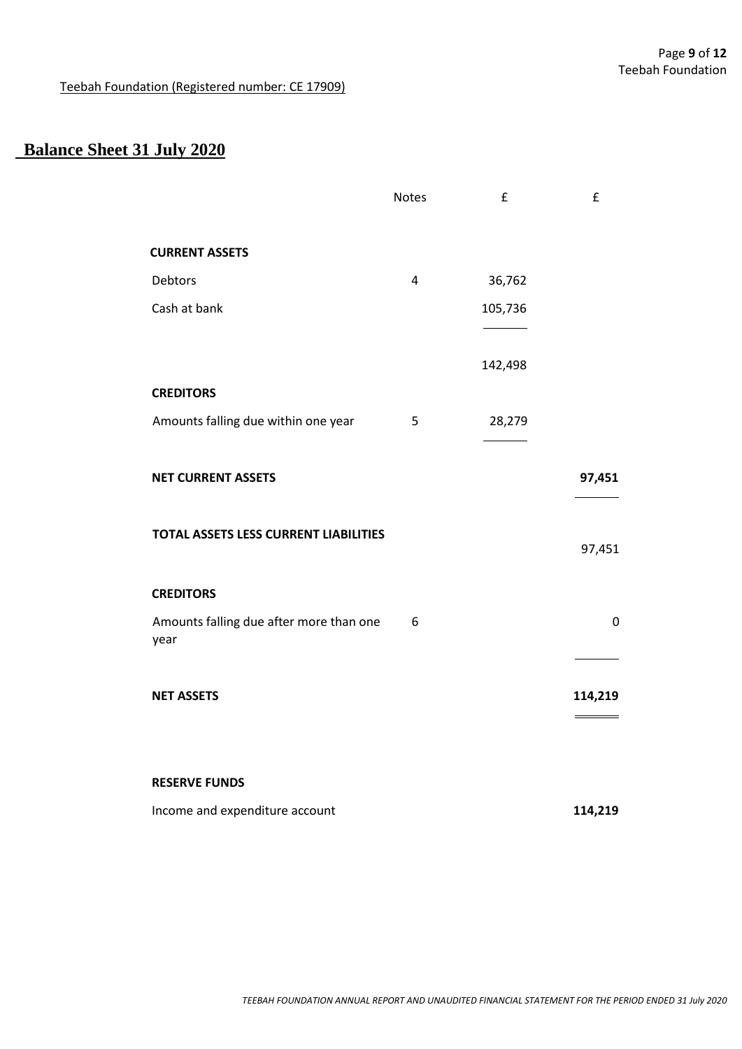Teebah Foundation (Registered number: CE 17909)

# Balance Sheet 31 July 2020

| | Notes | £ | £ |
|---|---|---|---|
| **CURRENT ASSETS** | | | |
| Debtors | 4 | 36,762 | |
| Cash at bank | | 105,736 | |
| | | 142,498 | |
| **CREDITORS** | | | |
| Amounts falling due within one year | 5 | 28,279 | |
| **NET CURRENT ASSETS** | | | **97,451** |
| **TOTAL ASSETS LESS CURRENT LIABILITIES** | | | 97,451 |
| **CREDITORS** | | | |
| Amounts falling due after more than one year | 6 | | 0 |
| **NET ASSETS** | | | **114,219** |
| **RESERVE FUNDS** | | | |
| Income and expenditure account | | | **114,219** |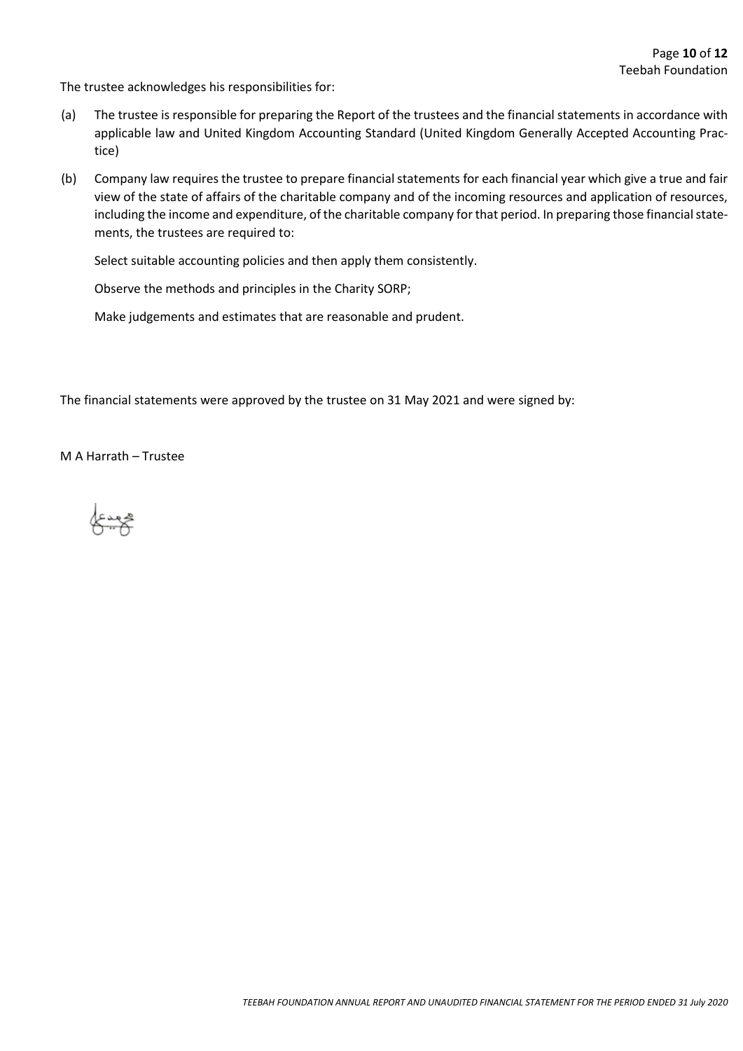The trustee acknowledges his responsibilities for:

(a) The trustee is responsible for preparing the Report of the trustees and the financial statements in accordance with applicable law and United Kingdom Accounting Standard (United Kingdom Generally Accepted Accounting Practice)

(b) Company law requires the trustee to prepare financial statements for each financial year which give a true and fair view of the state of affairs of the charitable company and of the incoming resources and application of resources, including the income and expenditure, of the charitable company for that period. In preparing those financial statements, the trustees are required to:

Select suitable accounting policies and then apply them consistently.

Observe the methods and principles in the Charity SORP;

Make judgements and estimates that are reasonable and prudent.

The financial statements were approved by the trustee on 31 May 2021 and were signed by:

M A Harrath – Trustee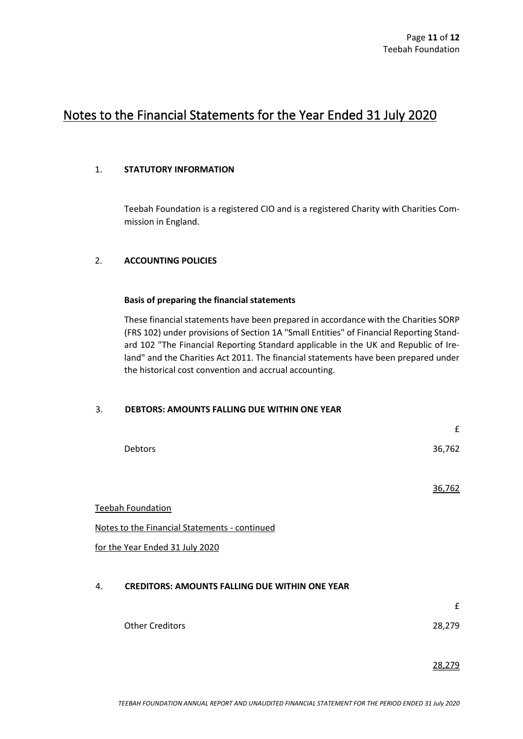# Notes to the Financial Statements for the Year Ended 31 July 2020

## 1. STATUTORY INFORMATION

Teebah Foundation is a registered CIO and is a registered Charity with Charities Commission in England.

## 2. ACCOUNTING POLICIES

**Basis of preparing the financial statements**

These financial statements have been prepared in accordance with the Charities SORP (FRS 102) under provisions of Section 1A "Small Entities" of Financial Reporting Standard 102 "The Financial Reporting Standard applicable in the UK and Republic of Ireland" and the Charities Act 2011. The financial statements have been prepared under the historical cost convention and accrual accounting.

## 3. DEBTORS: AMOUNTS FALLING DUE WITHIN ONE YEAR

| | £ |
|---|---|
| Debtors | 36,762 |
| | 36,762 |

Teebah Foundation

Notes to the Financial Statements - continued

for the Year Ended 31 July 2020

## 4. CREDITORS: AMOUNTS FALLING DUE WITHIN ONE YEAR

| | £ |
|---|---|
| Other Creditors | 28,279 |
| | 28,279 |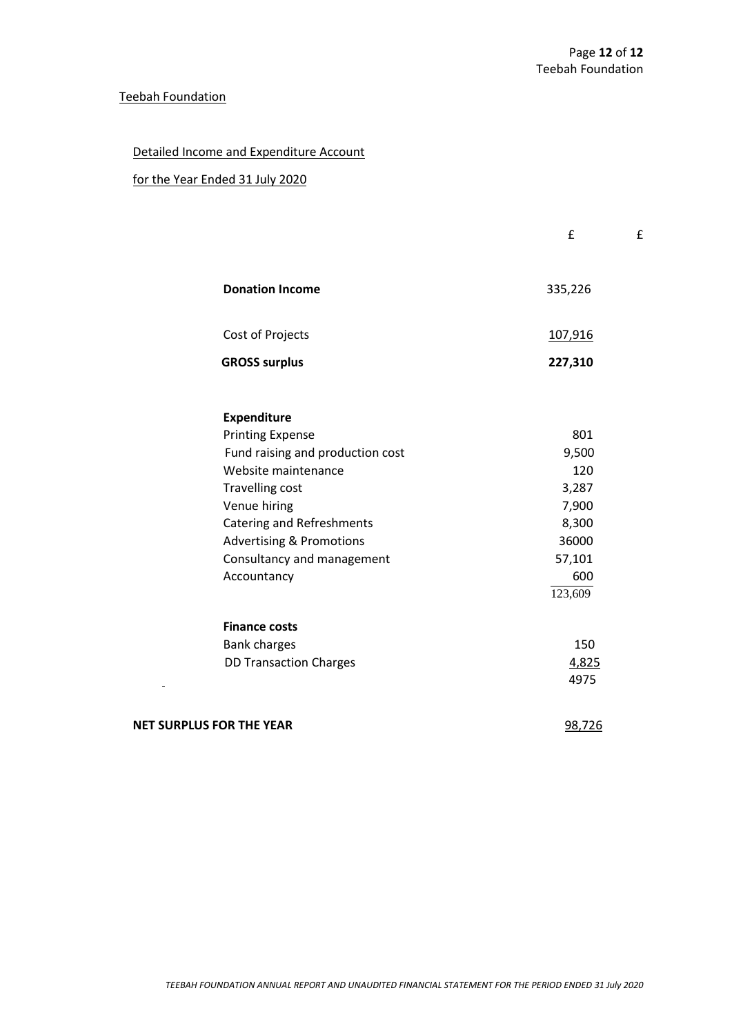Teebah Foundation

Detailed Income and Expenditure Account

for the Year Ended 31 July 2020

| | £ | £ |
|---|---|---|
| **Donation Income** | 335,226 | |
| Cost of Projects | 107,916 | |
| **GROSS surplus** | **227,310** | |
| **Expenditure** | | |
| Printing Expense | 801 | |
| Fund raising and production cost | 9,500 | |
| Website maintenance | 120 | |
| Travelling cost | 3,287 | |
| Venue hiring | 7,900 | |
| Catering and Refreshments | 8,300 | |
| Advertising & Promotions | 36000 | |
| Consultancy and management | 57,101 | |
| Accountancy | 600 | |
| | 123,609 | |
| **Finance costs** | | |
| Bank charges | 150 | |
| DD Transaction Charges | 4,825 | |
| | 4975 | |
| **NET SURPLUS FOR THE YEAR** | 98,726 | |

*TEEBAH FOUNDATION ANNUAL REPORT AND UNAUDITED FINANCIAL STATEMENT FOR THE PERIOD ENDED 31 July 2020*